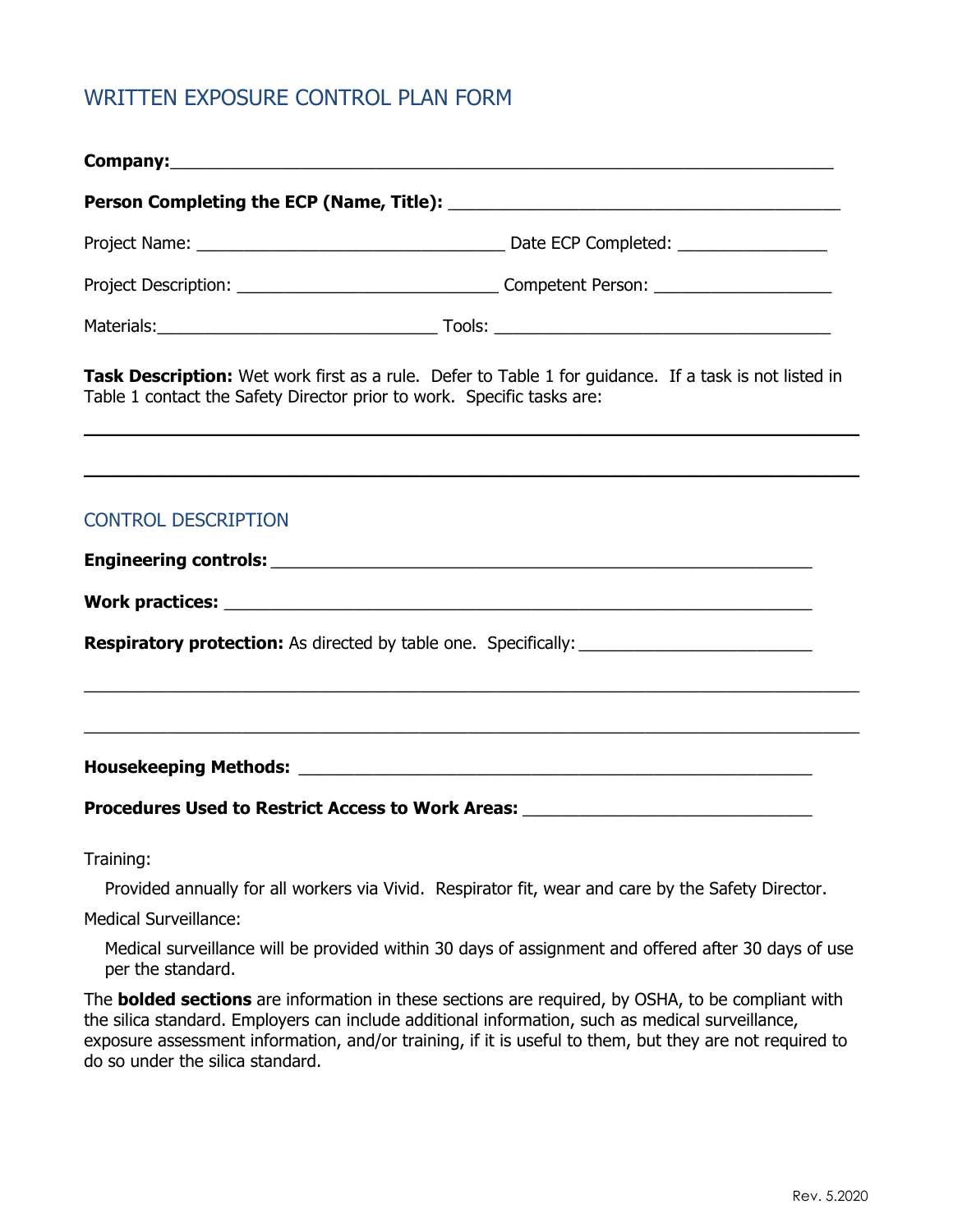# WRITTEN EXPOSURE CONTROL PLAN FORM

**Company:**\_\_\_\_\_\_\_\_\_\_\_\_\_\_\_\_\_\_\_\_\_\_\_\_\_\_\_\_\_\_\_\_\_\_\_\_\_\_\_\_\_\_\_\_\_\_\_\_\_\_\_\_\_\_\_\_\_\_\_\_\_\_\_\_\_\_

**Person Completing the ECP (Name, Title):** \_\_\_\_\_\_\_\_\_\_\_\_\_\_\_\_\_\_\_\_\_\_\_\_\_\_\_\_\_\_\_\_\_\_\_\_\_\_\_\_

Project Name: \_\_\_\_\_\_\_\_\_\_\_\_\_\_\_\_\_\_\_\_\_\_\_\_\_\_\_\_\_\_\_\_\_ Date ECP Completed: \_\_\_\_\_\_\_\_\_\_\_\_\_\_\_\_

Project Description: \_\_\_\_\_\_\_\_\_\_\_\_\_\_\_\_\_\_\_\_\_\_\_\_\_\_\_\_ Competent Person: \_\_\_\_\_\_\_\_\_\_\_\_\_\_\_\_\_\_\_

Materials:\_\_\_\_\_\_\_\_\_\_\_\_\_\_\_\_\_\_\_\_\_\_\_\_\_\_\_\_\_\_ Tools: \_\_\_\_\_\_\_\_\_\_\_\_\_\_\_\_\_\_\_\_\_\_\_\_\_\_\_\_\_\_\_\_\_\_\_\_

**Task Description:** Wet work first as a rule. Defer to Table 1 for guidance. If a task is not listed in Table 1 contact the Safety Director prior to work. Specific tasks are:

\_\_\_\_\_\_\_\_\_\_\_\_\_\_\_\_\_\_\_\_\_\_\_\_\_\_\_\_\_\_\_\_\_\_\_\_\_\_\_\_\_\_\_\_\_\_\_\_\_\_\_\_\_\_\_\_\_\_\_\_\_\_\_\_\_\_\_\_\_\_\_\_\_\_\_\_\_\_\_\_\_\_

\_\_\_\_\_\_\_\_\_\_\_\_\_\_\_\_\_\_\_\_\_\_\_\_\_\_\_\_\_\_\_\_\_\_\_\_\_\_\_\_\_\_\_\_\_\_\_\_\_\_\_\_\_\_\_\_\_\_\_\_\_\_\_\_\_\_\_\_\_\_\_\_\_\_\_\_\_\_\_\_\_\_

## CONTROL DESCRIPTION

**Engineering controls:** \_\_\_\_\_\_\_\_\_\_\_\_\_\_\_\_\_\_\_\_\_\_\_\_\_\_\_\_\_\_\_\_\_\_\_\_\_\_\_\_\_\_\_\_\_\_\_\_\_\_\_\_\_\_\_\_\_

**Work practices:** \_\_\_\_\_\_\_\_\_\_\_\_\_\_\_\_\_\_\_\_\_\_\_\_\_\_\_\_\_\_\_\_\_\_\_\_\_\_\_\_\_\_\_\_\_\_\_\_\_\_\_\_\_\_\_\_\_\_\_\_\_\_

**Respiratory protection:** As directed by table one. Specifically: \_\_\_\_\_\_\_\_\_\_\_\_\_\_\_\_\_\_\_\_\_\_\_\_\_\_

\_\_\_\_\_\_\_\_\_\_\_\_\_\_\_\_\_\_\_\_\_\_\_\_\_\_\_\_\_\_\_\_\_\_\_\_\_\_\_\_\_\_\_\_\_\_\_\_\_\_\_\_\_\_\_\_\_\_\_\_\_\_\_\_\_\_\_\_\_\_\_\_\_\_\_\_\_\_\_\_\_\_

\_\_\_\_\_\_\_\_\_\_\_\_\_\_\_\_\_\_\_\_\_\_\_\_\_\_\_\_\_\_\_\_\_\_\_\_\_\_\_\_\_\_\_\_\_\_\_\_\_\_\_\_\_\_\_\_\_\_\_\_\_\_\_\_\_\_\_\_\_\_\_\_\_\_\_\_\_\_\_\_\_\_

**Housekeeping Methods:** \_\_\_\_\_\_\_\_\_\_\_\_\_\_\_\_\_\_\_\_\_\_\_\_\_\_\_\_\_\_\_\_\_\_\_\_\_\_\_\_\_\_\_\_\_\_\_\_\_\_\_\_\_\_\_

**Procedures Used to Restrict Access to Work Areas:** \_\_\_\_\_\_\_\_\_\_\_\_\_\_\_\_\_\_\_\_\_\_\_\_\_\_\_\_\_\_\_

Training:

Provided annually for all workers via Vivid. Respirator fit, wear and care by the Safety Director.

Medical Surveillance:

Medical surveillance will be provided within 30 days of assignment and offered after 30 days of use per the standard.

The **bolded sections** are information in these sections are required, by OSHA, to be compliant with the silica standard. Employers can include additional information, such as medical surveillance, exposure assessment information, and/or training, if it is useful to them, but they are not required to do so under the silica standard.

Rev. 5.2020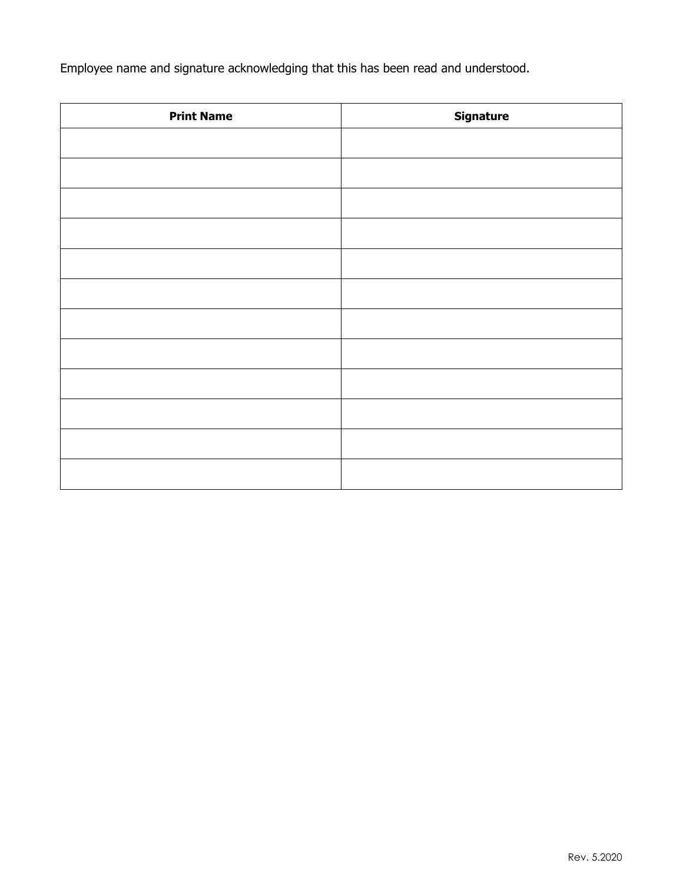Employee name and signature acknowledging that this has been read and understood.

| Print Name | Signature |
| --- | --- |
| | |
| | |
| | |
| | |
| | |
| | |
| | |
| | |
| | |
| | |
| | |
| | |

Rev. 5.2020